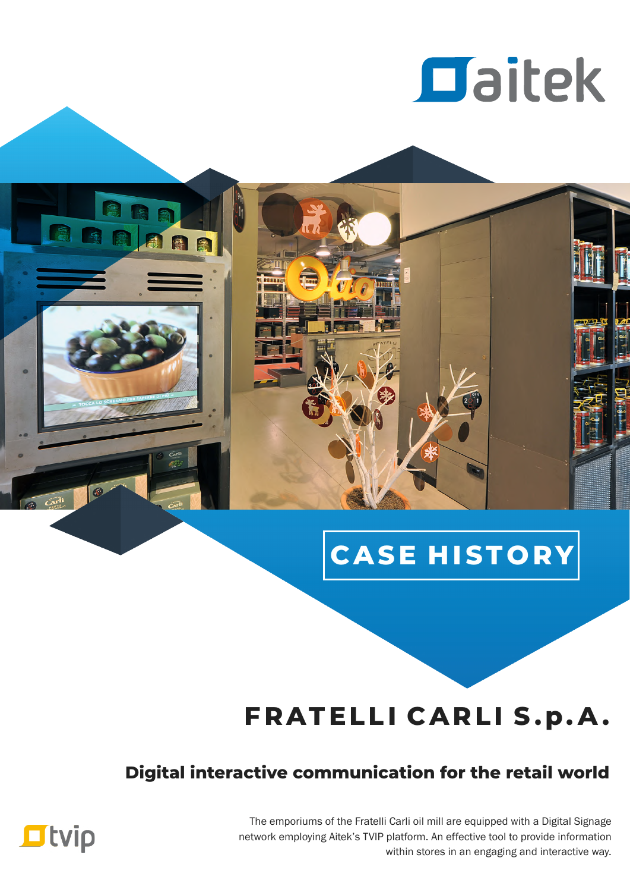aitek

CASE HISTORY

# FRATELLI CARLI S.p.A.

## Digital interactive communication for the retail world

The emporiums of the Fratelli Carli oil mill are equipped with a Digital Signage network employing Aitek's TVIP platform. An effective tool to provide information within stores in an engaging and interactive way.

tvip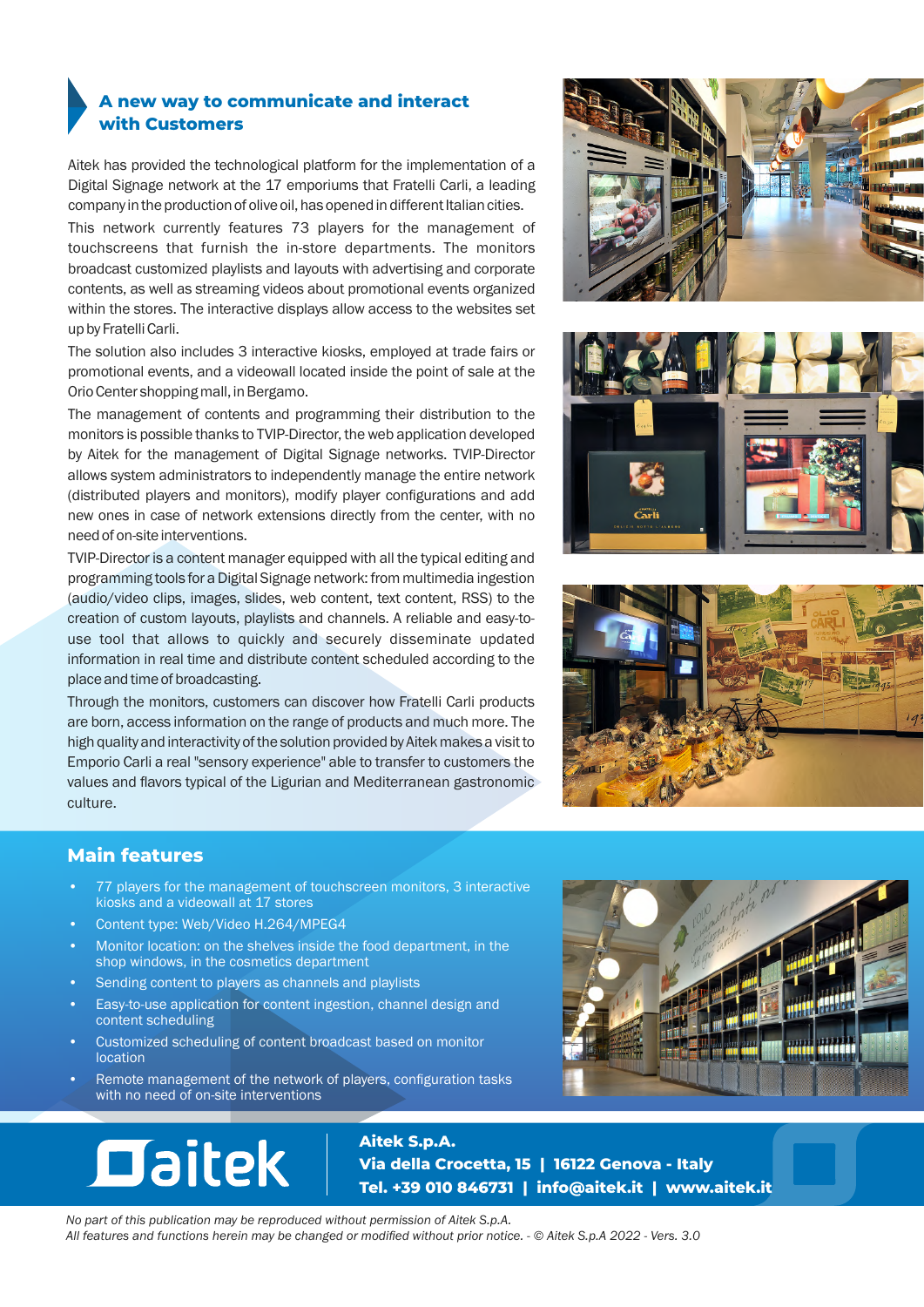## A new way to communicate and interact with Customers

Aitek has provided the technological platform for the implementation of a Digital Signage network at the 17 emporiums that Fratelli Carli, a leading company in the production of olive oil, has opened in different Italian cities.

This network currently features 73 players for the management of touchscreens that furnish the in-store departments. The monitors broadcast customized playlists and layouts with advertising and corporate contents, as well as streaming videos about promotional events organized within the stores. The interactive displays allow access to the websites set up by Fratelli Carli.

The solution also includes 3 interactive kiosks, employed at trade fairs or promotional events, and a videowall located inside the point of sale at the Orio Center shopping mall, in Bergamo.

The management of contents and programming their distribution to the monitors is possible thanks to TVIP-Director, the web application developed by Aitek for the management of Digital Signage networks. TVIP-Director allows system administrators to independently manage the entire network (distributed players and monitors), modify player configurations and add new ones in case of network extensions directly from the center, with no need of on-site interventions.

TVIP-Director is a content manager equipped with all the typical editing and programming tools for a Digital Signage network: from multimedia ingestion (audio/video clips, images, slides, web content, text content, RSS) to the creation of custom layouts, playlists and channels. A reliable and easy-to-use tool that allows to quickly and securely disseminate updated information in real time and distribute content scheduled according to the place and time of broadcasting.

Through the monitors, customers can discover how Fratelli Carli products are born, access information on the range of products and much more. The high quality and interactivity of the solution provided by Aitek makes a visit to Emporio Carli a real "sensory experience" able to transfer to customers the values and flavors typical of the Ligurian and Mediterranean gastronomic culture.

## Main features

- 77 players for the management of touchscreen monitors, 3 interactive kiosks and a videowall at 17 stores
- Content type: Web/Video H.264/MPEG4
- Monitor location: on the shelves inside the food department, in the shop windows, in the cosmetics department
- Sending content to players as channels and playlists
- Easy-to-use application for content ingestion, channel design and content scheduling
- Customized scheduling of content broadcast based on monitor location
- Remote management of the network of players, configuration tasks with no need of on-site interventions

**Aitek S.p.A.**
**Via della Crocetta, 15 | 16122 Genova - Italy**
**Tel. +39 010 846731 | info@aitek.it | www.aitek.it**

*No part of this publication may be reproduced without permission of Aitek S.p.A.*
*All features and functions herein may be changed or modified without prior notice. - © Aitek S.p.A 2022 - Vers. 3.0*